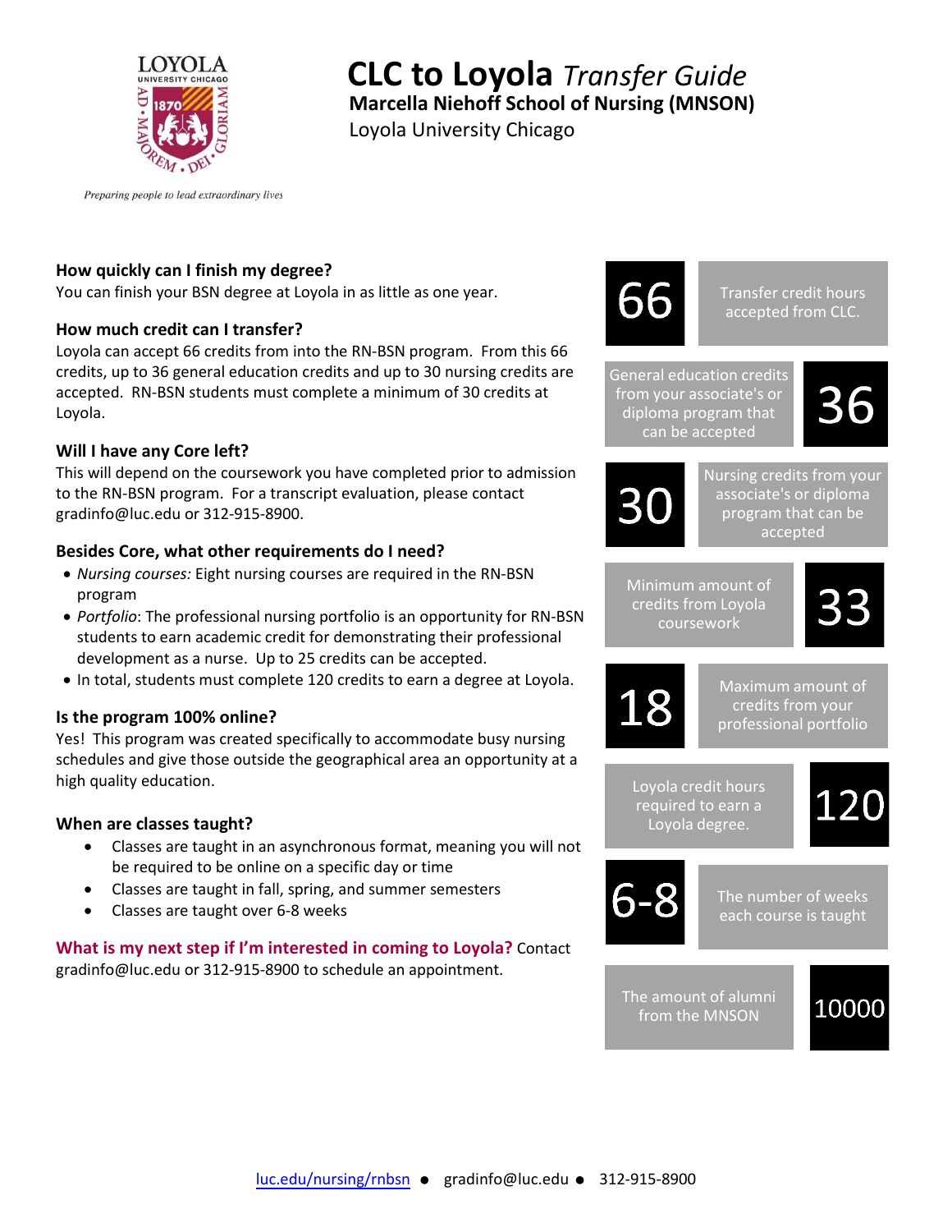# CLC to Loyola *Transfer Guide*

**Marcella Niehoff School of Nursing (MNSON)**

Loyola University Chicago

*Preparing people to lead extraordinary lives*

### How quickly can I finish my degree?

You can finish your BSN degree at Loyola in as little as one year.

### How much credit can I transfer?

Loyola can accept 66 credits from into the RN-BSN program. From this 66 credits, up to 36 general education credits and up to 30 nursing credits are accepted. RN-BSN students must complete a minimum of 30 credits at Loyola.

### Will I have any Core left?

This will depend on the coursework you have completed prior to admission to the RN-BSN program. For a transcript evaluation, please contact gradinfo@luc.edu or 312-915-8900.

### Besides Core, what other requirements do I need?

- *Nursing courses:* Eight nursing courses are required in the RN-BSN program
- *Portfolio*: The professional nursing portfolio is an opportunity for RN-BSN students to earn academic credit for demonstrating their professional development as a nurse. Up to 25 credits can be accepted.
- In total, students must complete 120 credits to earn a degree at Loyola.

### Is the program 100% online?

Yes! This program was created specifically to accommodate busy nursing schedules and give those outside the geographical area an opportunity at a high quality education.

### When are classes taught?

- Classes are taught in an asynchronous format, meaning you will not be required to be online on a specific day or time
- Classes are taught in fall, spring, and summer semesters
- Classes are taught over 6-8 weeks

**What is my next step if I'm interested in coming to Loyola?** Contact gradinfo@luc.edu or 312-915-8900 to schedule an appointment.

| Number | Description |
|---|---|
| 66 | Transfer credit hours accepted from CLC. |
| 36 | General education credits from your associate's or diploma program that can be accepted |
| 30 | Nursing credits from your associate's or diploma program that can be accepted |
| 33 | Minimum amount of credits from Loyola coursework |
| 18 | Maximum amount of credits from your professional portfolio |
| 120 | Loyola credit hours required to earn a Loyola degree. |
| 6-8 | The number of weeks each course is taught |
| 10000 | The amount of alumni from the MNSON |

luc.edu/nursing/rnbsn ● gradinfo@luc.edu ● 312-915-8900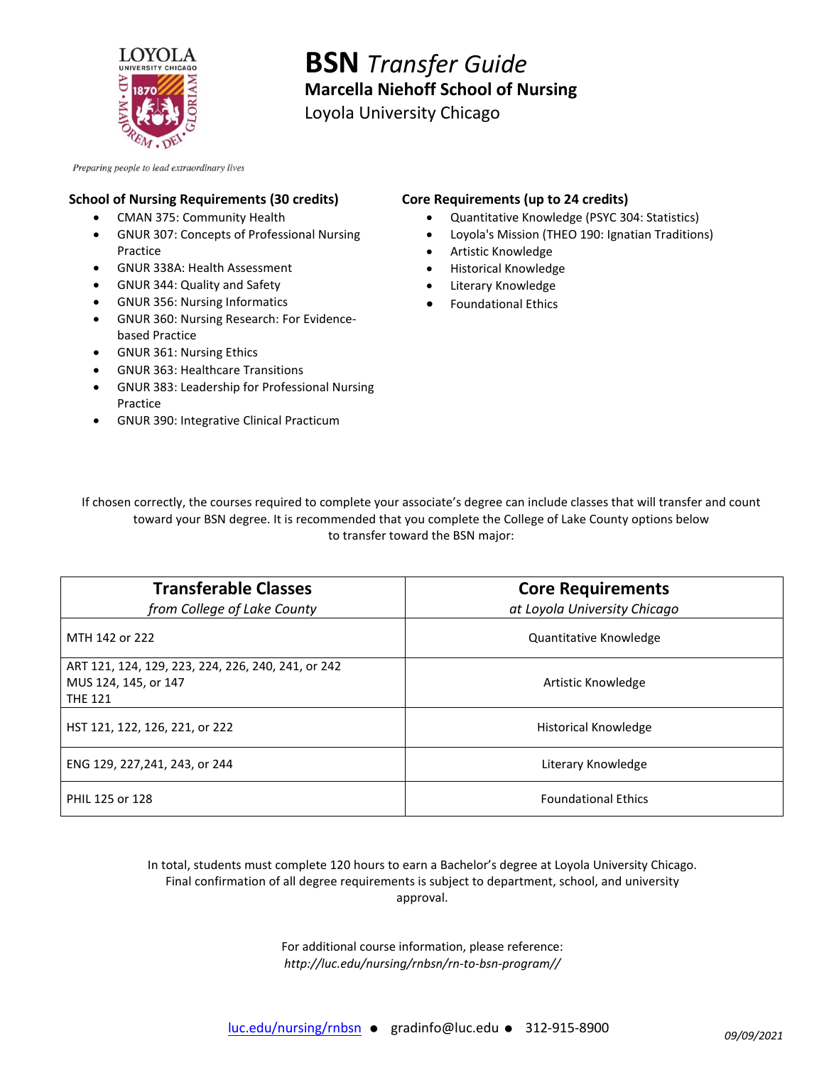# BSN *Transfer Guide*

**Marcella Niehoff School of Nursing**

Loyola University Chicago

*Preparing people to lead extraordinary lives*

## School of Nursing Requirements (30 credits)

- CMAN 375: Community Health
- GNUR 307: Concepts of Professional Nursing Practice
- GNUR 338A: Health Assessment
- GNUR 344: Quality and Safety
- GNUR 356: Nursing Informatics
- GNUR 360: Nursing Research: For Evidence-based Practice
- GNUR 361: Nursing Ethics
- GNUR 363: Healthcare Transitions
- GNUR 383: Leadership for Professional Nursing Practice
- GNUR 390: Integrative Clinical Practicum

## Core Requirements (up to 24 credits)

- Quantitative Knowledge (PSYC 304: Statistics)
- Loyola's Mission (THEO 190: Ignatian Traditions)
- Artistic Knowledge
- Historical Knowledge
- Literary Knowledge
- Foundational Ethics

If chosen correctly, the courses required to complete your associate's degree can include classes that will transfer and count toward your BSN degree. It is recommended that you complete the College of Lake County options below to transfer toward the BSN major:

| **Transferable Classes** *from College of Lake County* | **Core Requirements** *at Loyola University Chicago* |
|---|---|
| MTH 142 or 222 | Quantitative Knowledge |
| ART 121, 124, 129, 223, 224, 226, 240, 241, or 242<br>MUS 124, 145, or 147<br>THE 121 | Artistic Knowledge |
| HST 121, 122, 126, 221, or 222 | Historical Knowledge |
| ENG 129, 227,241, 243, or 244 | Literary Knowledge |
| PHIL 125 or 128 | Foundational Ethics |

In total, students must complete 120 hours to earn a Bachelor's degree at Loyola University Chicago. Final confirmation of all degree requirements is subject to department, school, and university approval.

For additional course information, please reference:
*http://luc.edu/nursing/rnbsn/rn-to-bsn-program//*

luc.edu/nursing/rnbsn ● gradinfo@luc.edu ● 312-915-8900

*09/09/2021*